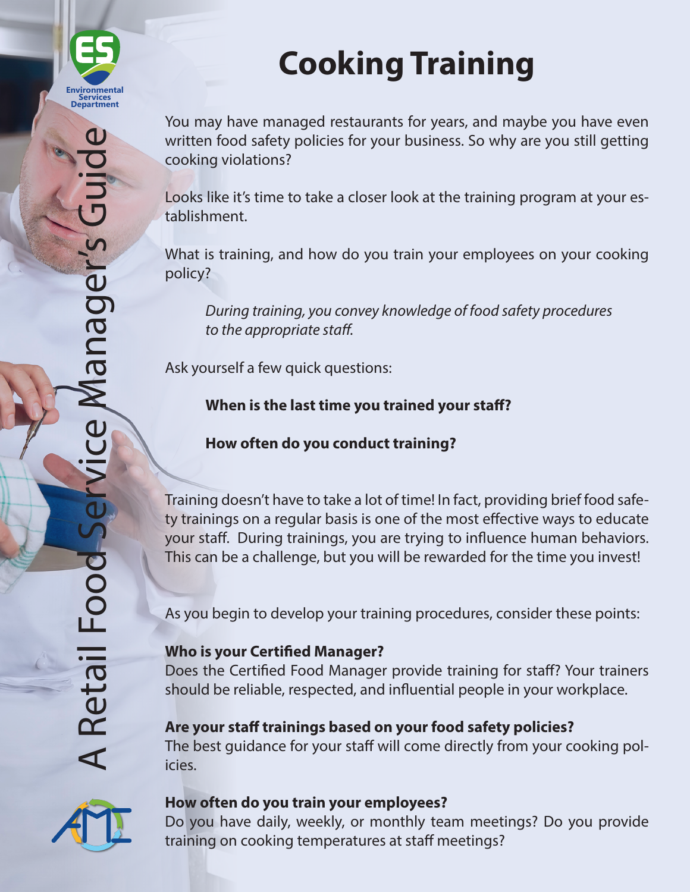Environmental Services Department

A Retail Food Service Manager's Guide

# Cooking Training

You may have managed restaurants for years, and maybe you have even written food safety policies for your business. So why are you still getting cooking violations?

Looks like it's time to take a closer look at the training program at your establishment.

What is training, and how do you train your employees on your cooking policy?

> *During training, you convey knowledge of food safety procedures to the appropriate staff.*

Ask yourself a few quick questions:

> **When is the last time you trained your staff?**
>
> **How often do you conduct training?**

Training doesn't have to take a lot of time! In fact, providing brief food safety trainings on a regular basis is one of the most effective ways to educate your staff. During trainings, you are trying to influence human behaviors. This can be a challenge, but you will be rewarded for the time you invest!

As you begin to develop your training procedures, consider these points:

**Who is your Certified Manager?**
Does the Certified Food Manager provide training for staff? Your trainers should be reliable, respected, and influential people in your workplace.

**Are your staff trainings based on your food safety policies?**
The best guidance for your staff will come directly from your cooking policies.

**How often do you train your employees?**
Do you have daily, weekly, or monthly team meetings? Do you provide training on cooking temperatures at staff meetings?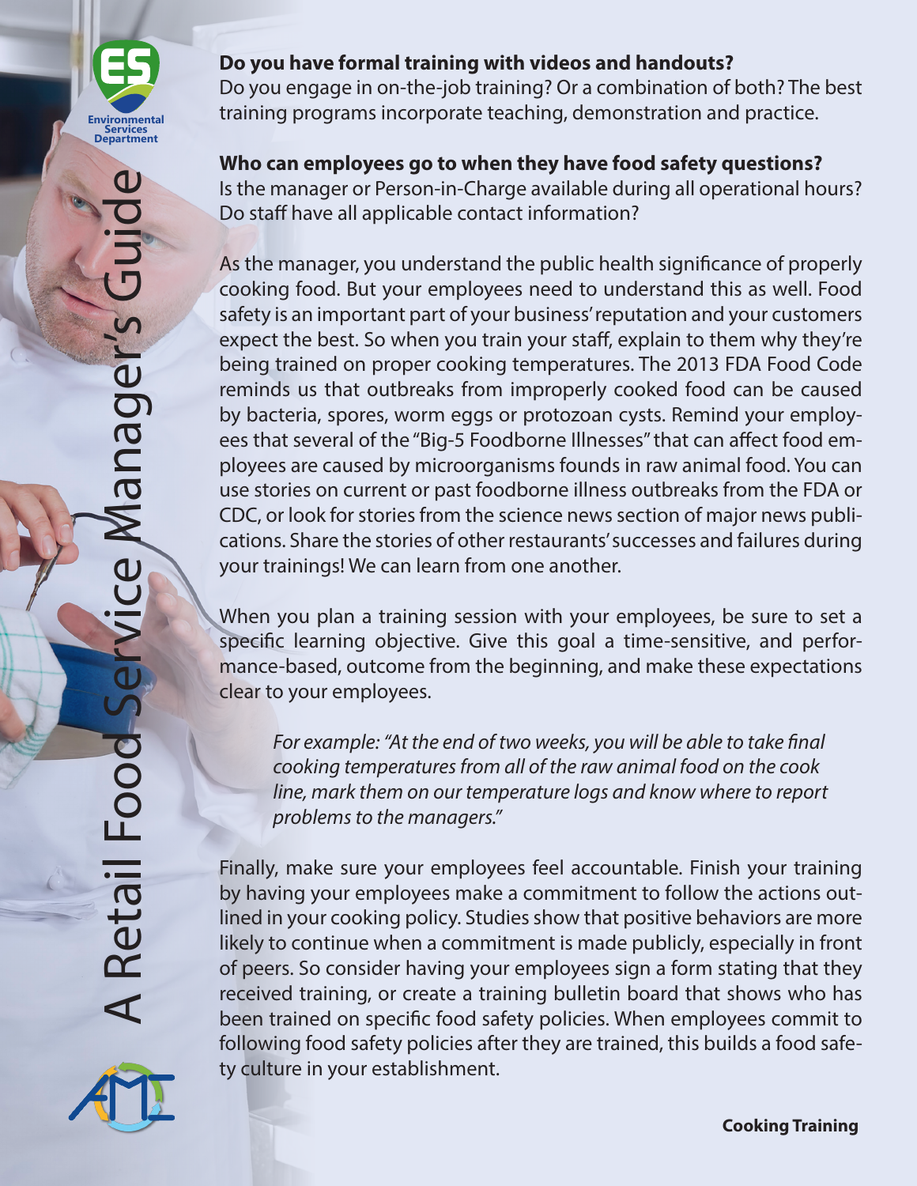**Do you have formal training with videos and handouts?**
Do you engage in on-the-job training? Or a combination of both? The best training programs incorporate teaching, demonstration and practice.

**Who can employees go to when they have food safety questions?**
Is the manager or Person-in-Charge available during all operational hours? Do staff have all applicable contact information?

As the manager, you understand the public health significance of properly cooking food. But your employees need to understand this as well. Food safety is an important part of your business' reputation and your customers expect the best. So when you train your staff, explain to them why they're being trained on proper cooking temperatures. The 2013 FDA Food Code reminds us that outbreaks from improperly cooked food can be caused by bacteria, spores, worm eggs or protozoan cysts. Remind your employees that several of the "Big-5 Foodborne Illnesses" that can affect food employees are caused by microorganisms founds in raw animal food. You can use stories on current or past foodborne illness outbreaks from the FDA or CDC, or look for stories from the science news section of major news publications. Share the stories of other restaurants' successes and failures during your trainings! We can learn from one another.

When you plan a training session with your employees, be sure to set a specific learning objective. Give this goal a time-sensitive, and performance-based, outcome from the beginning, and make these expectations clear to your employees.

> *For example: "At the end of two weeks, you will be able to take final cooking temperatures from all of the raw animal food on the cook line, mark them on our temperature logs and know where to report problems to the managers."*

Finally, make sure your employees feel accountable. Finish your training by having your employees make a commitment to follow the actions outlined in your cooking policy. Studies show that positive behaviors are more likely to continue when a commitment is made publicly, especially in front of peers. So consider having your employees sign a form stating that they received training, or create a training bulletin board that shows who has been trained on specific food safety policies. When employees commit to following food safety policies after they are trained, this builds a food safety culture in your establishment.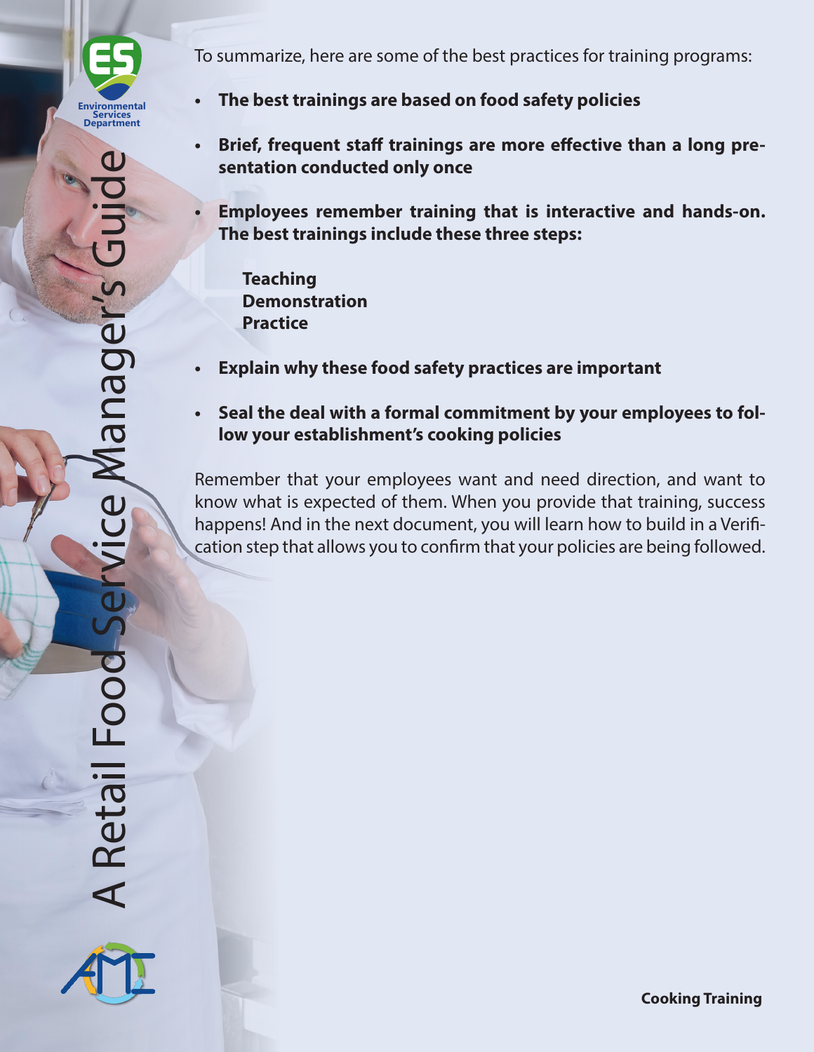To summarize, here are some of the best practices for training programs:

- **The best trainings are based on food safety policies**
- **Brief, frequent staff trainings are more effective than a long presentation conducted only once**
- **Employees remember training that is interactive and hands-on. The best trainings include these three steps:**

  **Teaching**
  **Demonstration**
  **Practice**

- **Explain why these food safety practices are important**
- **Seal the deal with a formal commitment by your employees to follow your establishment's cooking policies**

Remember that your employees want and need direction, and want to know what is expected of them. When you provide that training, success happens! And in the next document, you will learn how to build in a Verification step that allows you to confirm that your policies are being followed.